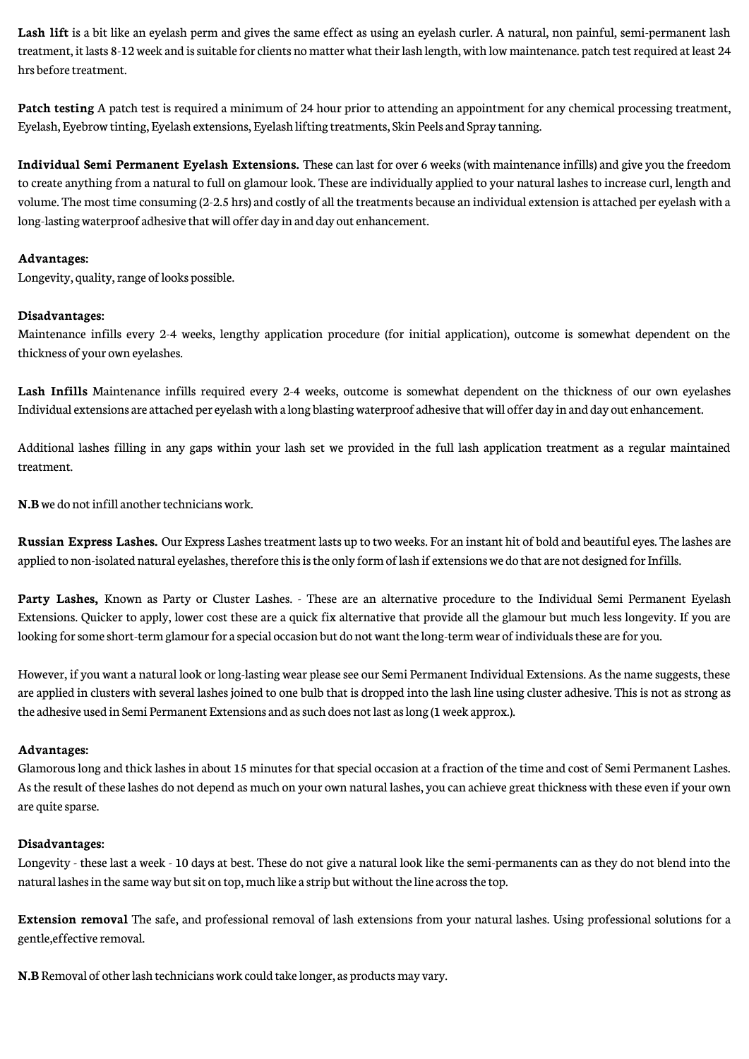**Lash lift** is a bit like an eyelash perm and gives the same effect as using an eyelash curler. A natural, non painful, semi-permanent lash treatment, it lasts 8-12 weeek and is suitable for clients no matter what their lash length, with low maintenance. patch test required at least 24 hrs before treatment.

**Patch testing** A patch test is required a minimum of 24 hour prior to attending an appointment for any chemical processing treatment, Eyelash, Eyebrow tinting, Eyelash extensions, Eyelash lifting treatments, Skin Peels and Spray tanning.

**Individual Semi Permanent Eyelash Extensions.** These can last for over 6 weeks (with maintenance infills) and give you the freedom to create anything from a natural to full on glamour look. These are individually applied to your natural lashes to increase curl, length and volume. The most time consuming (2-2.5 hrs) and costly of all the treatments because an individual extension is attached per eyelash with a long-lasting waterproof adhesive that will offer day in and day out enhancement.

**Advantages:**
Longevity, quality, range of looks possible.

**Disadvantages:**
Maintenance infills every 2-4 weeks, lengthy application procedure (for initial application), outcome is somewhat dependent on the thickness of your own eyelashes.

**Lash Infills** Maintenance infills required every 2-4 weeks, outcome is somewhat dependent on the thickness of our own eyelashes Individual extensions are attached per eyelash with a long blasting waterproof adhesive that will offer day in and day out enhancement.

Additional lashes filling in any gaps within your lash set we provided in the full lash application treatment as a regular maintained treatment.

**N.B** we do not infill another technicians work.

**Russian Express Lashes.** Our Express Lashes treatment lasts up to two weeks. For an instant hit of bold and beautiful eyes. The lashes are applied to non-isolated natural eyelashes, therefore this is the only form of lash if extensions we do that are not designed for Infills.

**Party Lashes,** Known as Party or Cluster Lashes. - These are an alternative procedure to the Individual Semi Permanent Eyelash Extensions. Quicker to apply, lower cost these are a quick fix alternative that provide all the glamour but much less longevity. If you are looking for some short-term glamour for a special occasion but do not want the long-term wear of individuals these are for you.

However, if you want a natural look or long-lasting wear please see our Semi Permanent Individual Extensions. As the name suggests, these are applied in clusters with several lashes joined to one bulb that is dropped into the lash line using cluster adhesive. This is not as strong as the adhesive used in Semi Permanent Extensions and as such does not last as long (1 week approx.).

**Advantages:**
Glamorous long and thick lashes in about 15 minutes for that special occasion at a fraction of the time and cost of Semi Permanent Lashes. As the result of these lashes do not depend as much on your own natural lashes, you can achieve great thickness with these even if your own are quite sparse.

**Disadvantages:**
Longevity - these last a week - 10 days at best. These do not give a natural look like the semi-permanents can as they do not blend into the natural lashes in the same way but sit on top, much like a strip but without the line across the top.

**Extension removal** The safe, and professional removal of lash extensions from your natural lashes. Using professional solutions for a gentle,effective removal.

**N.B** Removal of other lash technicians work could take longer, as products may vary.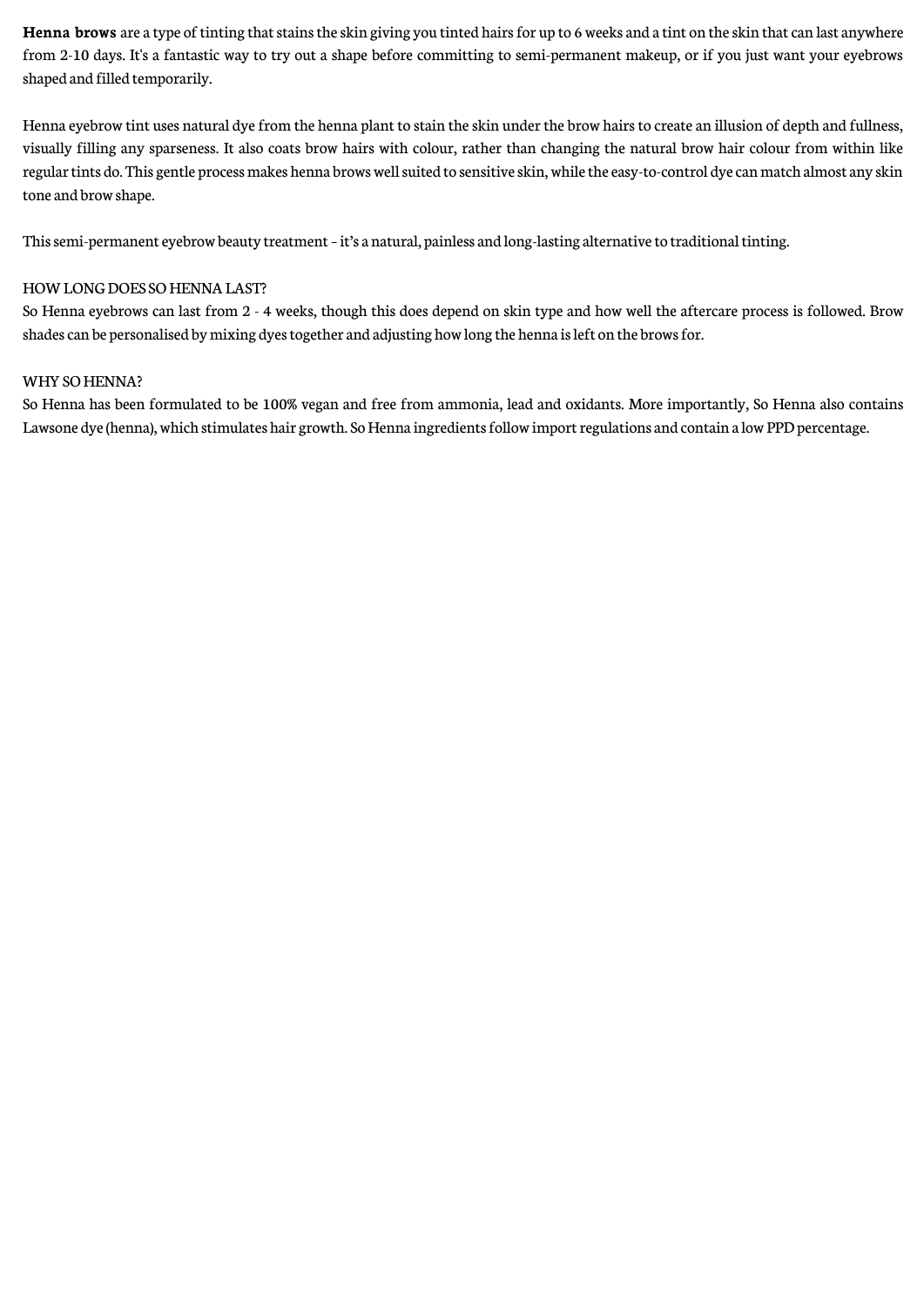**Henna brows** are a type of tinting that stains the skin giving you tinted hairs for up to 6 weeks and a tint on the skin that can last anywhere from 2-10 days. It's a fantastic way to try out a shape before committing to semi-permanent makeup, or if you just want your eyebrows shaped and filled temporarily.

Henna eyebrow tint uses natural dye from the henna plant to stain the skin under the brow hairs to create an illusion of depth and fullness, visually filling any sparseness. It also coats brow hairs with colour, rather than changing the natural brow hair colour from within like regular tints do. This gentle process makes henna brows well suited to sensitive skin, while the easy-to-control dye can match almost any skin tone and brow shape.

This semi-permanent eyebrow beauty treatment - it's a natural, painless and long-lasting alternative to traditional tinting.

HOW LONG DOES SO HENNA LAST?

So Henna eyebrows can last from 2 - 4 weeks, though this does depend on skin type and how well the aftercare process is followed. Brow shades can be personalised by mixing dyes together and adjusting how long the henna is left on the brows for.

WHY SO HENNA?

So Henna has been formulated to be 100% vegan and free from ammonia, lead and oxidants. More importantly, So Henna also contains Lawsone dye (henna), which stimulates hair growth. So Henna ingredients follow import regulations and contain a low PPD percentage.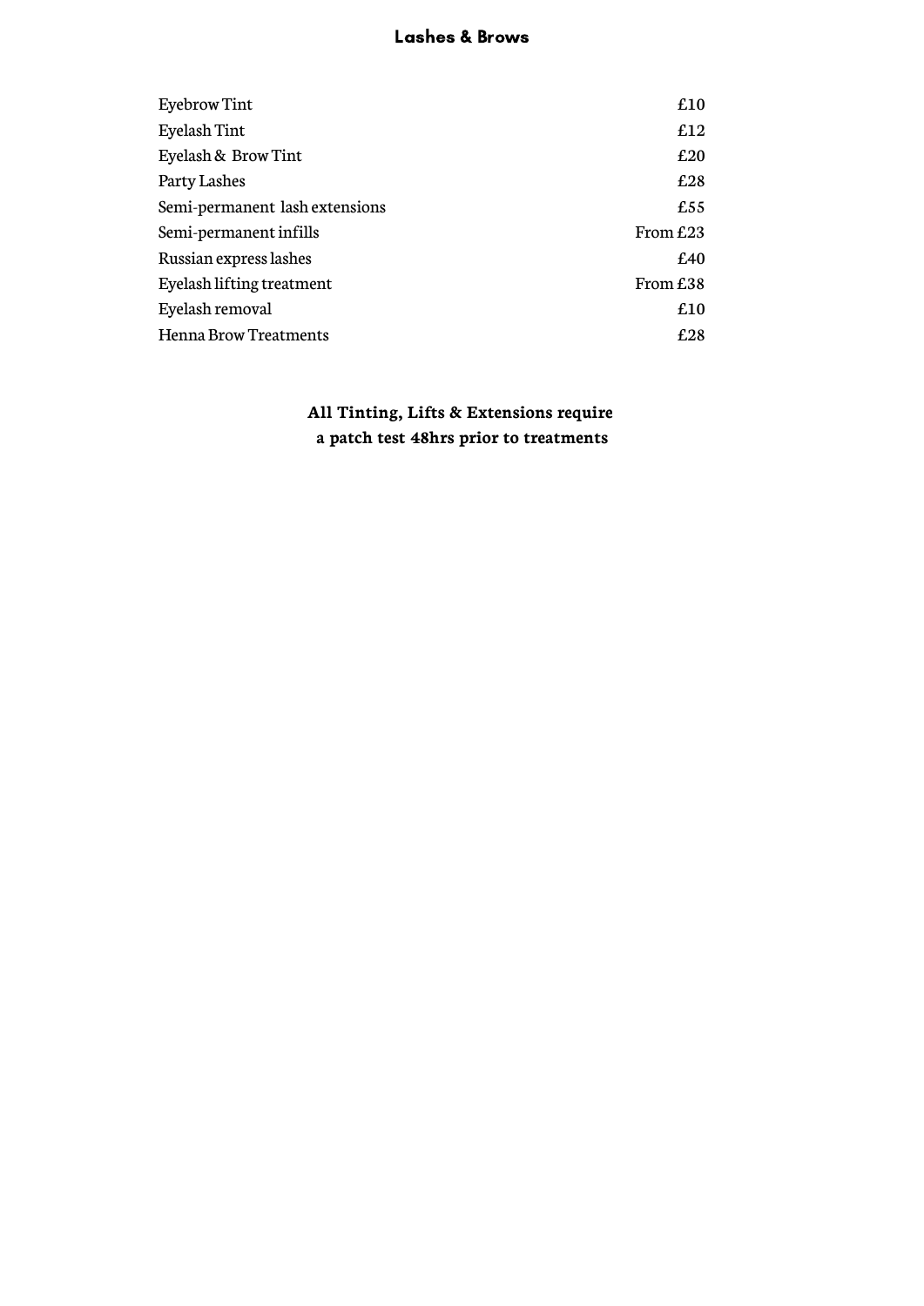## Lashes & Brows

| | |
|---|---|
| Eyebrow Tint | £10 |
| Eyelash Tint | £12 |
| Eyelash & Brow Tint | £20 |
| Party Lashes | £28 |
| Semi-permanent lash extensions | £55 |
| Semi-permanent infills | From £23 |
| Russian express lashes | £40 |
| Eyelash lifting treatment | From £38 |
| Eyelash removal | £10 |
| Henna Brow Treatments | £28 |

**All Tinting, Lifts & Extensions require a patch test 48hrs prior to treatments**